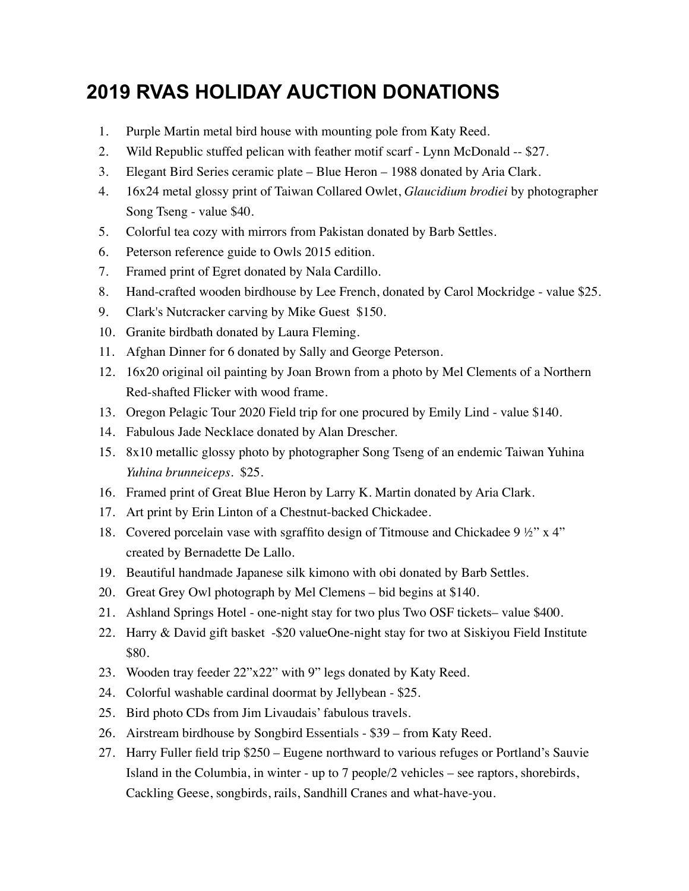# 2019 RVAS HOLIDAY AUCTION DONATIONS

1. Purple Martin metal bird house with mounting pole from Katy Reed.
2. Wild Republic stuffed pelican with feather motif scarf - Lynn McDonald -- $27.
3. Elegant Bird Series ceramic plate – Blue Heron – 1988 donated by Aria Clark.
4. 16x24 metal glossy print of Taiwan Collared Owlet, *Glaucidium brodiei* by photographer Song Tseng - value $40.
5. Colorful tea cozy with mirrors from Pakistan donated by Barb Settles.
6. Peterson reference guide to Owls 2015 edition.
7. Framed print of Egret donated by Nala Cardillo.
8. Hand-crafted wooden birdhouse by Lee French, donated by Carol Mockridge - value $25.
9. Clark's Nutcracker carving by Mike Guest $150.
10. Granite birdbath donated by Laura Fleming.
11. Afghan Dinner for 6 donated by Sally and George Peterson.
12. 16x20 original oil painting by Joan Brown from a photo by Mel Clements of a Northern Red-shafted Flicker with wood frame.
13. Oregon Pelagic Tour 2020 Field trip for one procured by Emily Lind - value $140.
14. Fabulous Jade Necklace donated by Alan Drescher.
15. 8x10 metallic glossy photo by photographer Song Tseng of an endemic Taiwan Yuhina *Yuhina brunneiceps*. $25.
16. Framed print of Great Blue Heron by Larry K. Martin donated by Aria Clark.
17. Art print by Erin Linton of a Chestnut-backed Chickadee.
18. Covered porcelain vase with sgraffito design of Titmouse and Chickadee 9 ½" x 4" created by Bernadette De Lallo.
19. Beautiful handmade Japanese silk kimono with obi donated by Barb Settles.
20. Great Grey Owl photograph by Mel Clemens – bid begins at $140.
21. Ashland Springs Hotel - one-night stay for two plus Two OSF tickets– value $400.
22. Harry & David gift basket -$20 valueOne-night stay for two at Siskiyou Field Institute $80.
23. Wooden tray feeder 22"x22" with 9" legs donated by Katy Reed.
24. Colorful washable cardinal doormat by Jellybean - $25.
25. Bird photo CDs from Jim Livaudais' fabulous travels.
26. Airstream birdhouse by Songbird Essentials - $39 – from Katy Reed.
27. Harry Fuller field trip $250 – Eugene northward to various refuges or Portland's Sauvie Island in the Columbia, in winter - up to 7 people/2 vehicles – see raptors, shorebirds, Cackling Geese, songbirds, rails, Sandhill Cranes and what-have-you.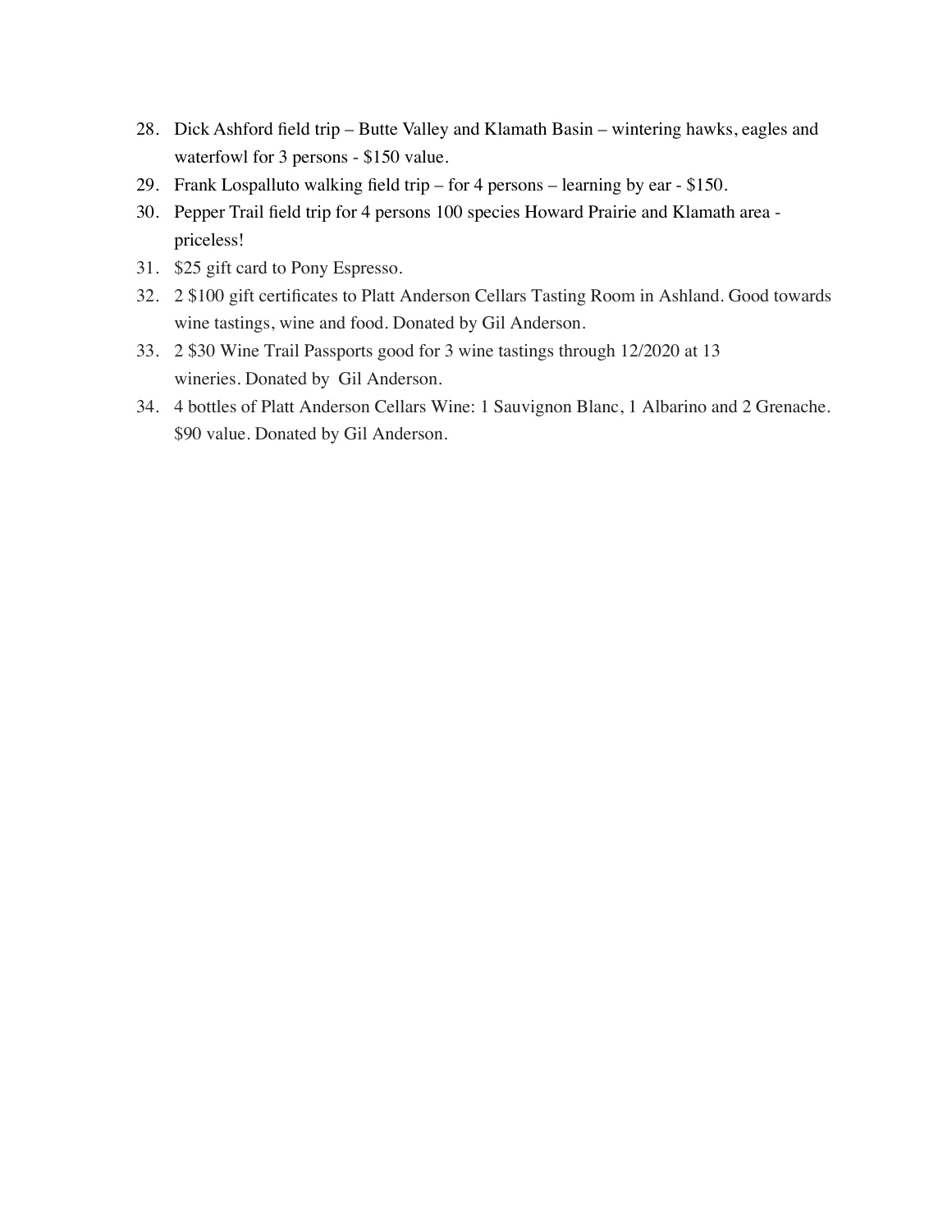28. Dick Ashford field trip – Butte Valley and Klamath Basin – wintering hawks, eagles and waterfowl for 3 persons - $150 value.
29. Frank Lospalluto walking field trip – for 4 persons – learning by ear - $150.
30. Pepper Trail field trip for 4 persons 100 species Howard Prairie and Klamath area - priceless!
31. $25 gift card to Pony Espresso.
32. 2 $100 gift certificates to Platt Anderson Cellars Tasting Room in Ashland. Good towards wine tastings, wine and food. Donated by Gil Anderson.
33. 2 $30 Wine Trail Passports good for 3 wine tastings through 12/2020 at 13 wineries. Donated by Gil Anderson.
34. 4 bottles of Platt Anderson Cellars Wine: 1 Sauvignon Blanc, 1 Albarino and 2 Grenache. $90 value. Donated by Gil Anderson.